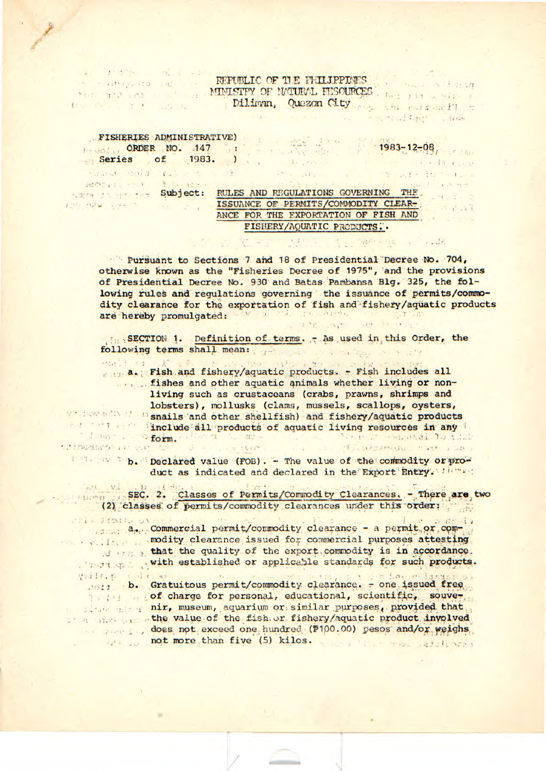REPUBLIC OF THE PHILIPPINES
MINISTRY OF NATURAL RESOURCES
Diliman, Quezon City

FISHERIES ADMINISTRATIVE)
ORDER NO. 147 :
Series of 1983. )

1983-12-08

Subject: RULES AND REGULATIONS GOVERNING THE ISSUANCE OF PERMITS/COMMODITY CLEARANCE FOR THE EXPORTATION OF FISH AND FISHERY/AQUATIC PRODUCTS.

Pursuant to Sections 7 and 18 of Presidential Decree No. 704, otherwise known as the "Fisheries Decree of 1975", and the provisions of Presidential Decree No. 930 and Batas Pambansa Blg. 325, the following rules and regulations governing the issuance of permits/commodity clearance for the exportation of fish and fishery/aquatic products are hereby promulgated:

SECTION 1. Definition of terms. - As used in this Order, the following terms shall mean:

a. Fish and fishery/aquatic products. - Fish includes all fishes and other aquatic animals whether living or non-living such as crustaceans (crabs, prawns, shrimps and lobsters), mollusks (clams, mussels, scallops, oysters, snails and other shellfish) and fishery/aquatic products include all products of aquatic living resources in any form.

b. Declared value (FOB). - The value of the commodity or product as indicated and declared in the Export Entry.

SEC. 2. Classes of Permits/Commodity Clearances. - There are two (2) classes of permits/commodity clearances under this order:

a. Commercial permit/commodity clearance - a permit or commodity clearance issued for commercial purposes attesting that the quality of the export commodity is in accordance with established or applicable standards for such products.

b. Gratuitous permit/commodity clearance. - one issued free of charge for personal, educational, scientific, souvenir, museum, aquarium or similar purposes, provided that the value of the fish or fishery/aquatic product involved does not exceed one hundred (₱100.00) pesos and/or weighs not more than five (5) kilos.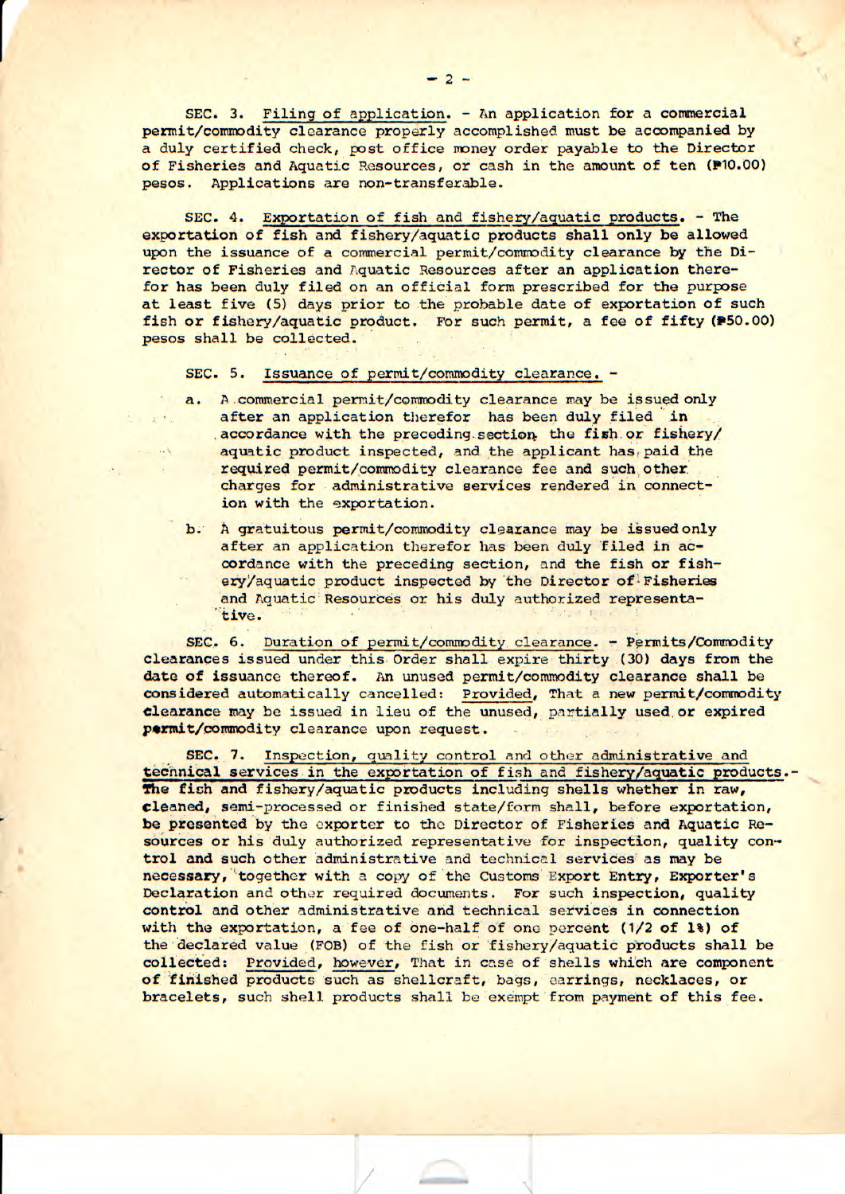SEC. 3. Filing of application. - An application for a commercial permit/commodity clearance properly accomplished must be accompanied by a duly certified check, post office money order payable to the Director of Fisheries and Aquatic Resources, or cash in the amount of ten (₱10.00) pesos. Applications are non-transferable.

SEC. 4. Exportation of fish and fishery/aquatic products. - The exportation of fish and fishery/aquatic products shall only be allowed upon the issuance of a commercial permit/commodity clearance by the Director of Fisheries and Aquatic Resources after an application therefor has been duly filed on an official form prescribed for the purpose at least five (5) days prior to the probable date of exportation of such fish or fishery/aquatic product. For such permit, a fee of fifty (₱50.00) pesos shall be collected.

SEC. 5. Issuance of permit/commodity clearance. -

a. A commercial permit/commodity clearance may be issued only after an application therefor has been duly filed in accordance with the preceding section, the fish or fishery/aquatic product inspected, and the applicant has paid the required permit/commodity clearance fee and such other charges for administrative services rendered in connection with the exportation.

b. A gratuitous permit/commodity clearance may be issued only after an application therefor has been duly filed in accordance with the preceding section, and the fish or fishery/aquatic product inspected by the Director of Fisheries and Aquatic Resources or his duly authorized representative.

SEC. 6. Duration of permit/commodity clearance. - Permits/Commodity clearances issued under this Order shall expire thirty (30) days from the date of issuance thereof. An unused permit/commodity clearance shall be considered automatically cancelled: Provided, That a new permit/commodity clearance may be issued in lieu of the unused, partially used or expired permit/commodity clearance upon request.

SEC. 7. Inspection, quality control and other administrative and technical services in the exportation of fish and fishery/aquatic products.- The fish and fishery/aquatic products including shells whether in raw, cleaned, semi-processed or finished state/form shall, before exportation, be presented by the exporter to the Director of Fisheries and Aquatic Resources or his duly authorized representative for inspection, quality control and such other administrative and technical services as may be necessary, together with a copy of the Customs Export Entry, Exporter's Declaration and other required documents. For such inspection, quality control and other administrative and technical services in connection with the exportation, a fee of one-half of one percent (1/2 of 1%) of the declared value (FOB) of the fish or fishery/aquatic products shall be collected: Provided, however, That in case of shells which are component of finished products such as shellcraft, bags, earrings, necklaces, or bracelets, such shell products shall be exempt from payment of this fee.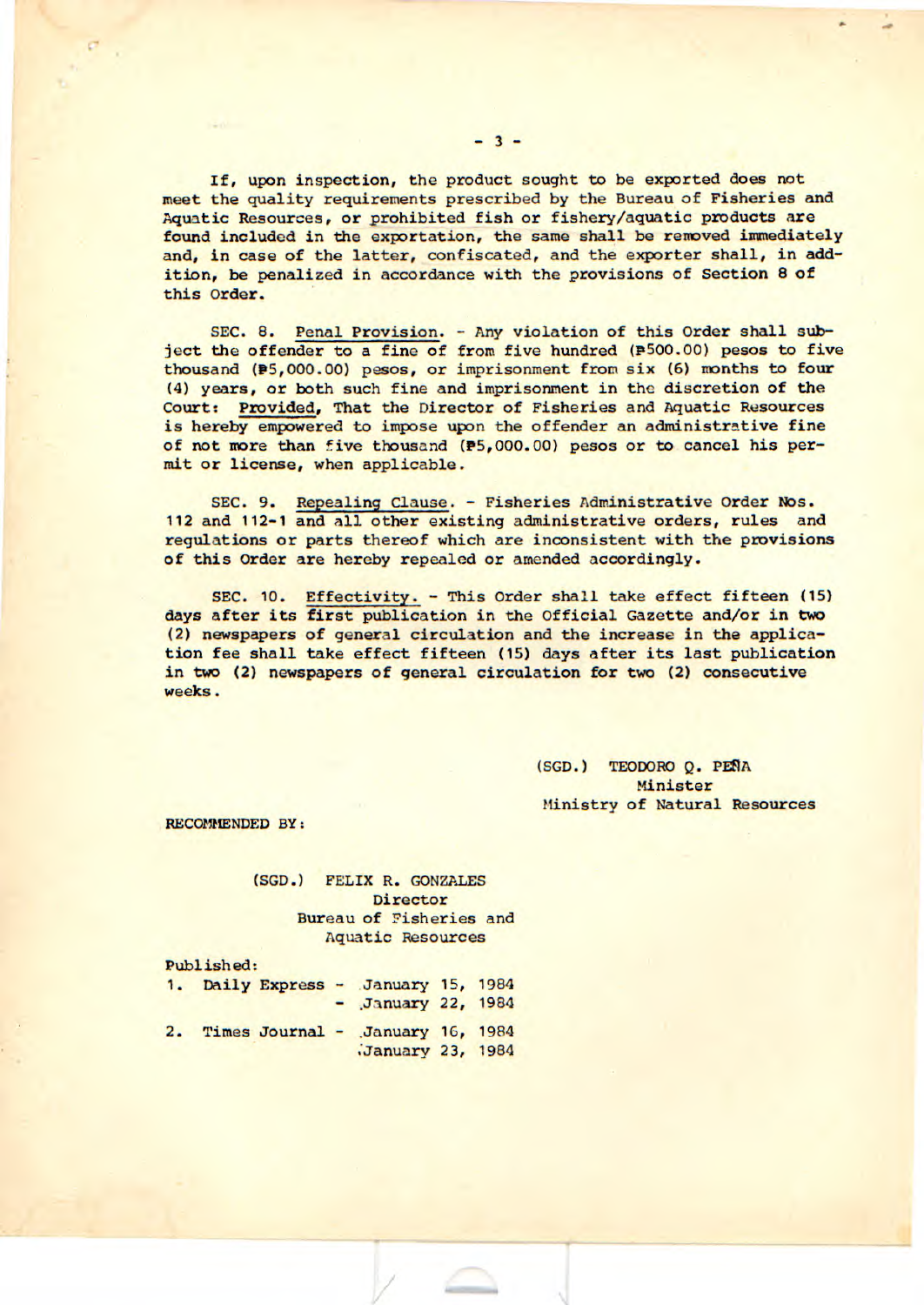If, upon inspection, the product sought to be exported does not meet the quality requirements prescribed by the Bureau of Fisheries and Aquatic Resources, or prohibited fish or fishery/aquatic products are found included in the exportation, the same shall be removed immediately and, in case of the latter, confiscated, and the exporter shall, in addition, be penalized in accordance with the provisions of Section 8 of this Order.

SEC. 8. Penal Provision. - Any violation of this Order shall subject the offender to a fine of from five hundred (₱500.00) pesos to five thousand (₱5,000.00) pesos, or imprisonment from six (6) months to four (4) years, or both such fine and imprisonment in the discretion of the Court: Provided, That the Director of Fisheries and Aquatic Resources is hereby empowered to impose upon the offender an administrative fine of not more than five thousand (₱5,000.00) pesos or to cancel his permit or license, when applicable.

SEC. 9. Repealing Clause. - Fisheries Administrative Order Nos. 112 and 112-1 and all other existing administrative orders, rules and regulations or parts thereof which are inconsistent with the provisions of this Order are hereby repealed or amended accordingly.

SEC. 10. Effectivity. - This Order shall take effect fifteen (15) days after its first publication in the Official Gazette and/or in two (2) newspapers of general circulation and the increase in the application fee shall take effect fifteen (15) days after its last publication in two (2) newspapers of general circulation for two (2) consecutive weeks.

(SGD.) TEODORO Q. PEÑA
Minister
Ministry of Natural Resources

RECOMMENDED BY:

(SGD.) FELIX R. GONZALES
Director
Bureau of Fisheries and
Aquatic Resources

Published:

1. Daily Express - January 15, 1984
   - January 22, 1984
2. Times Journal - January 16, 1984
   January 23, 1984